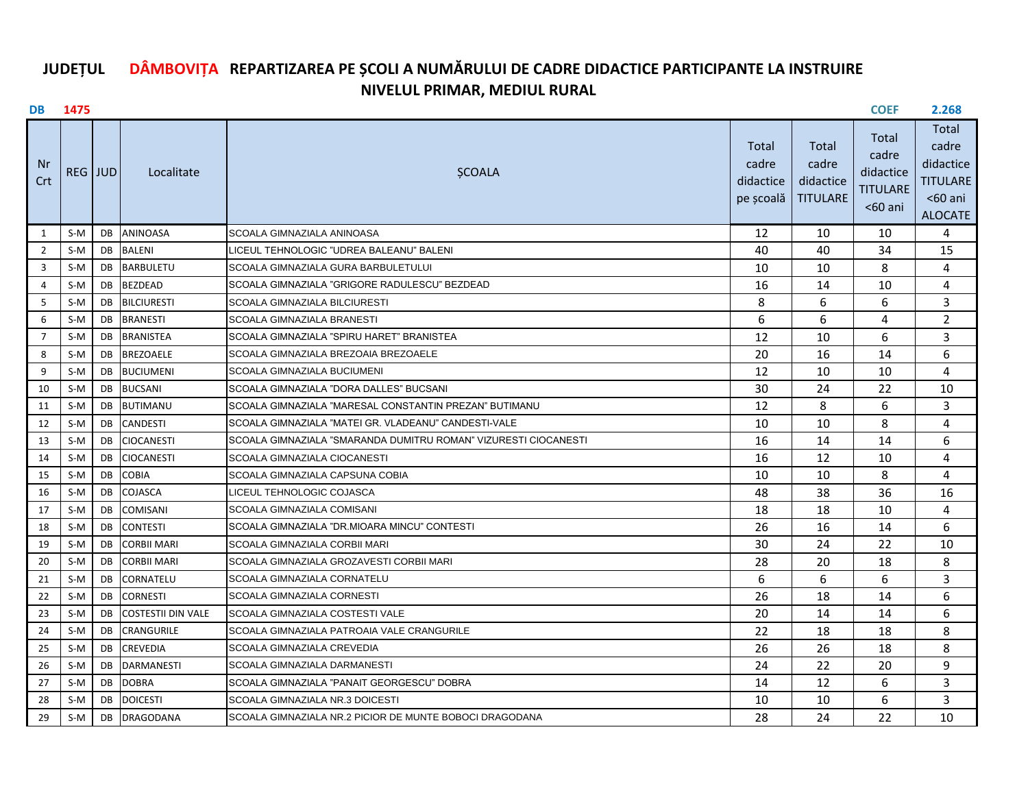# JUDEȚUL DÂMBOVIȚA REPARTIZAREA PE ȘCOLI A NUMĂRULUI DE CADRE DIDACTICE PARTICIPANTE LA INSTRUIRE

## NIVELUL PRIMAR, MEDIUL RURAL

**DB 1475** **COEF 2.268**

| Nr Crt | REG | JUD | Localitate | ȘCOALA | Total cadre didactice pe școală | Total cadre didactice TITULARE | Total cadre didactice TITULARE <60 ani | Total cadre didactice TITULARE <60 ani ALOCATE |
|---|---|---|---|---|---|---|---|---|
| 1 | S-M | DB | ANINOASA | SCOALA GIMNAZIALA ANINOASA | 12 | 10 | 10 | 4 |
| 2 | S-M | DB | BALENI | LICEUL TEHNOLOGIC "UDREA BALEANU" BALENI | 40 | 40 | 34 | 15 |
| 3 | S-M | DB | BARBULETU | SCOALA GIMNAZIALA GURA BARBULETULUI | 10 | 10 | 8 | 4 |
| 4 | S-M | DB | BEZDEAD | SCOALA GIMNAZIALA "GRIGORE RADULESCU" BEZDEAD | 16 | 14 | 10 | 4 |
| 5 | S-M | DB | BILCIURESTI | SCOALA GIMNAZIALA BILCIURESTI | 8 | 6 | 6 | 3 |
| 6 | S-M | DB | BRANESTI | SCOALA GIMNAZIALA BRANESTI | 6 | 6 | 4 | 2 |
| 7 | S-M | DB | BRANISTEA | SCOALA GIMNAZIALA "SPIRU HARET" BRANISTEA | 12 | 10 | 6 | 3 |
| 8 | S-M | DB | BREZOAELE | SCOALA GIMNAZIALA BREZOAIA BREZOAELE | 20 | 16 | 14 | 6 |
| 9 | S-M | DB | BUCIUMENI | SCOALA GIMNAZIALA BUCIUMENI | 12 | 10 | 10 | 4 |
| 10 | S-M | DB | BUCSANI | SCOALA GIMNAZIALA "DORA DALLES" BUCSANI | 30 | 24 | 22 | 10 |
| 11 | S-M | DB | BUTIMANU | SCOALA GIMNAZIALA "MARESAL CONSTANTIN PREZAN" BUTIMANU | 12 | 8 | 6 | 3 |
| 12 | S-M | DB | CANDESTI | SCOALA GIMNAZIALA "MATEI GR. VLADEANU" CANDESTI-VALE | 10 | 10 | 8 | 4 |
| 13 | S-M | DB | CIOCANESTI | SCOALA GIMNAZIALA "SMARANDA DUMITRU ROMAN" VIZURESTI CIOCANESTI | 16 | 14 | 14 | 6 |
| 14 | S-M | DB | CIOCANESTI | SCOALA GIMNAZIALA CIOCANESTI | 16 | 12 | 10 | 4 |
| 15 | S-M | DB | COBIA | SCOALA GIMNAZIALA CAPSUNA COBIA | 10 | 10 | 8 | 4 |
| 16 | S-M | DB | COJASCA | LICEUL TEHNOLOGIC COJASCA | 48 | 38 | 36 | 16 |
| 17 | S-M | DB | COMISANI | SCOALA GIMNAZIALA COMISANI | 18 | 18 | 10 | 4 |
| 18 | S-M | DB | CONTESTI | SCOALA GIMNAZIALA "DR.MIOARA MINCU" CONTESTI | 26 | 16 | 14 | 6 |
| 19 | S-M | DB | CORBII MARI | SCOALA GIMNAZIALA CORBII MARI | 30 | 24 | 22 | 10 |
| 20 | S-M | DB | CORBII MARI | SCOALA GIMNAZIALA GROZAVESTI CORBII MARI | 28 | 20 | 18 | 8 |
| 21 | S-M | DB | CORNATELU | SCOALA GIMNAZIALA CORNATELU | 6 | 6 | 6 | 3 |
| 22 | S-M | DB | CORNESTI | SCOALA GIMNAZIALA CORNESTI | 26 | 18 | 14 | 6 |
| 23 | S-M | DB | COSTESTII DIN VALE | SCOALA GIMNAZIALA COSTESTI VALE | 20 | 14 | 14 | 6 |
| 24 | S-M | DB | CRANGURILE | SCOALA GIMNAZIALA PATROAIA VALE CRANGURILE | 22 | 18 | 18 | 8 |
| 25 | S-M | DB | CREVEDIA | SCOALA GIMNAZIALA CREVEDIA | 26 | 26 | 18 | 8 |
| 26 | S-M | DB | DARMANESTI | SCOALA GIMNAZIALA DARMANESTI | 24 | 22 | 20 | 9 |
| 27 | S-M | DB | DOBRA | SCOALA GIMNAZIALA "PANAIT GEORGESCU" DOBRA | 14 | 12 | 6 | 3 |
| 28 | S-M | DB | DOICESTI | SCOALA GIMNAZIALA NR.3 DOICESTI | 10 | 10 | 6 | 3 |
| 29 | S-M | DB | DRAGODANA | SCOALA GIMNAZIALA NR.2 PICIOR DE MUNTE BOBOCI DRAGODANA | 28 | 24 | 22 | 10 |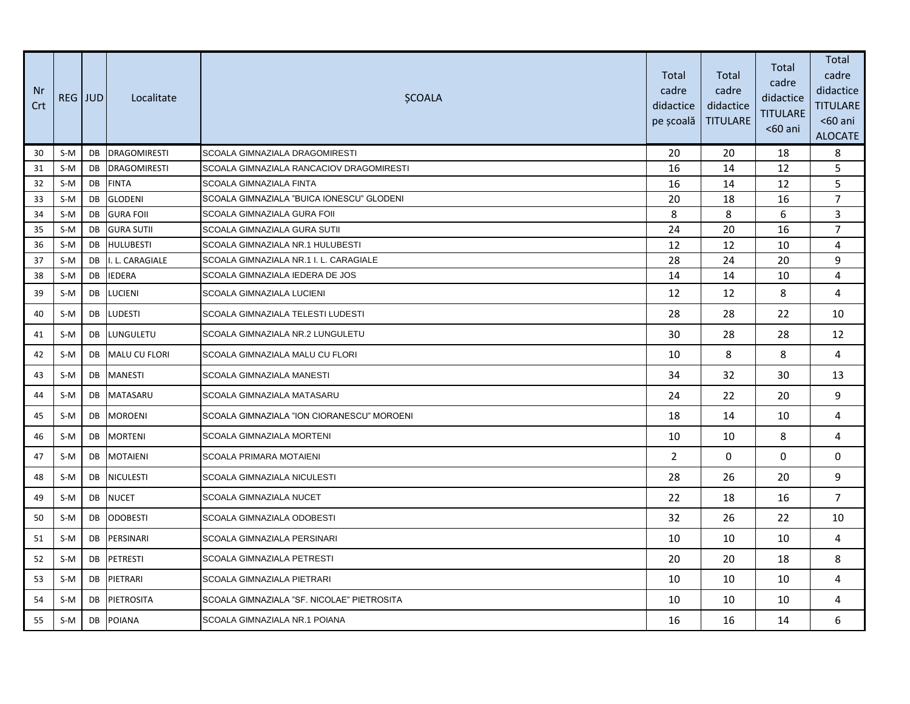| Nr Crt | REG | JUD | Localitate | ȘCOALA | Total cadre didactice pe școală | Total cadre didactice TITULARE | Total cadre didactice TITULARE <60 ani | Total cadre didactice TITULARE <60 ani ALOCATE |
|---|---|---|---|---|---|---|---|---|
| 30 | S-M | DB | DRAGOMIRESTI | SCOALA GIMNAZIALA DRAGOMIRESTI | 20 | 20 | 18 | 8 |
| 31 | S-M | DB | DRAGOMIRESTI | SCOALA GIMNAZIALA RANCACIOV DRAGOMIRESTI | 16 | 14 | 12 | 5 |
| 32 | S-M | DB | FINTA | SCOALA GIMNAZIALA FINTA | 16 | 14 | 12 | 5 |
| 33 | S-M | DB | GLODENI | SCOALA GIMNAZIALA "BUICA IONESCU" GLODENI | 20 | 18 | 16 | 7 |
| 34 | S-M | DB | GURA FOII | SCOALA GIMNAZIALA GURA FOII | 8 | 8 | 6 | 3 |
| 35 | S-M | DB | GURA SUTII | SCOALA GIMNAZIALA GURA SUTII | 24 | 20 | 16 | 7 |
| 36 | S-M | DB | HULUBESTI | SCOALA GIMNAZIALA NR.1 HULUBESTI | 12 | 12 | 10 | 4 |
| 37 | S-M | DB | I. L. CARAGIALE | SCOALA GIMNAZIALA NR.1 I. L. CARAGIALE | 28 | 24 | 20 | 9 |
| 38 | S-M | DB | IEDERA | SCOALA GIMNAZIALA IEDERA DE JOS | 14 | 14 | 10 | 4 |
| 39 | S-M | DB | LUCIENI | SCOALA GIMNAZIALA LUCIENI | 12 | 12 | 8 | 4 |
| 40 | S-M | DB | LUDESTI | SCOALA GIMNAZIALA TELESTI LUDESTI | 28 | 28 | 22 | 10 |
| 41 | S-M | DB | LUNGULETU | SCOALA GIMNAZIALA NR.2 LUNGULETU | 30 | 28 | 28 | 12 |
| 42 | S-M | DB | MALU CU FLORI | SCOALA GIMNAZIALA MALU CU FLORI | 10 | 8 | 8 | 4 |
| 43 | S-M | DB | MANESTI | SCOALA GIMNAZIALA MANESTI | 34 | 32 | 30 | 13 |
| 44 | S-M | DB | MATASARU | SCOALA GIMNAZIALA MATASARU | 24 | 22 | 20 | 9 |
| 45 | S-M | DB | MOROENI | SCOALA GIMNAZIALA "ION CIORANESCU" MOROENI | 18 | 14 | 10 | 4 |
| 46 | S-M | DB | MORTENI | SCOALA GIMNAZIALA MORTENI | 10 | 10 | 8 | 4 |
| 47 | S-M | DB | MOTAIENI | SCOALA PRIMARA MOTAIENI | 2 | 0 | 0 | 0 |
| 48 | S-M | DB | NICULESTI | SCOALA GIMNAZIALA NICULESTI | 28 | 26 | 20 | 9 |
| 49 | S-M | DB | NUCET | SCOALA GIMNAZIALA NUCET | 22 | 18 | 16 | 7 |
| 50 | S-M | DB | ODOBESTI | SCOALA GIMNAZIALA ODOBESTI | 32 | 26 | 22 | 10 |
| 51 | S-M | DB | PERSINARI | SCOALA GIMNAZIALA PERSINARI | 10 | 10 | 10 | 4 |
| 52 | S-M | DB | PETRESTI | SCOALA GIMNAZIALA PETRESTI | 20 | 20 | 18 | 8 |
| 53 | S-M | DB | PIETRARI | SCOALA GIMNAZIALA PIETRARI | 10 | 10 | 10 | 4 |
| 54 | S-M | DB | PIETROSITA | SCOALA GIMNAZIALA "SF. NICOLAE" PIETROSITA | 10 | 10 | 10 | 4 |
| 55 | S-M | DB | POIANA | SCOALA GIMNAZIALA NR.1 POIANA | 16 | 16 | 14 | 6 |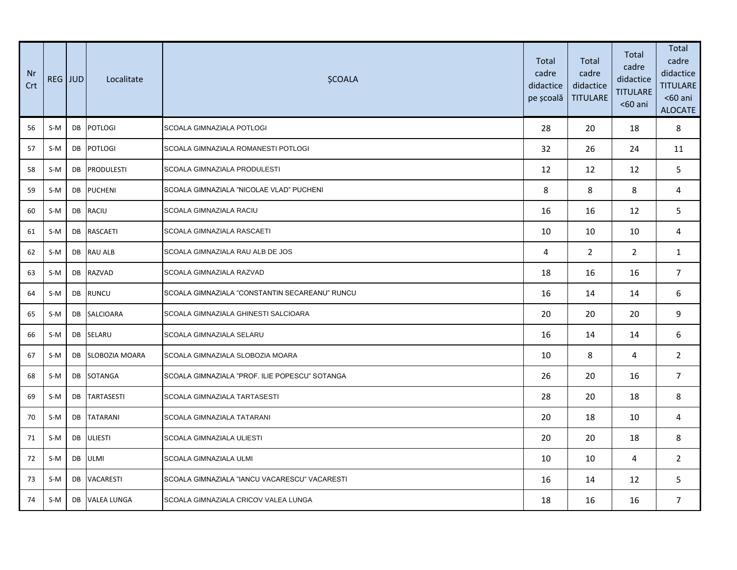| Nr Crt | REG | JUD | Localitate | ȘCOALA | Total cadre didactice pe școală | Total cadre didactice TITULARE | Total cadre didactice TITULARE <60 ani | Total cadre didactice TITULARE <60 ani ALOCATE |
|---|---|---|---|---|---|---|---|---|
| 56 | S-M | DB | POTLOGI | SCOALA GIMNAZIALA POTLOGI | 28 | 20 | 18 | 8 |
| 57 | S-M | DB | POTLOGI | SCOALA GIMNAZIALA ROMANESTI POTLOGI | 32 | 26 | 24 | 11 |
| 58 | S-M | DB | PRODULESTI | SCOALA GIMNAZIALA PRODULESTI | 12 | 12 | 12 | 5 |
| 59 | S-M | DB | PUCHENI | SCOALA GIMNAZIALA "NICOLAE VLAD" PUCHENI | 8 | 8 | 8 | 4 |
| 60 | S-M | DB | RACIU | SCOALA GIMNAZIALA RACIU | 16 | 16 | 12 | 5 |
| 61 | S-M | DB | RASCAETI | SCOALA GIMNAZIALA RASCAETI | 10 | 10 | 10 | 4 |
| 62 | S-M | DB | RAU ALB | SCOALA GIMNAZIALA RAU ALB DE JOS | 4 | 2 | 2 | 1 |
| 63 | S-M | DB | RAZVAD | SCOALA GIMNAZIALA RAZVAD | 18 | 16 | 16 | 7 |
| 64 | S-M | DB | RUNCU | SCOALA GIMNAZIALA "CONSTANTIN SECAREANU" RUNCU | 16 | 14 | 14 | 6 |
| 65 | S-M | DB | SALCIOARA | SCOALA GIMNAZIALA GHINESTI SALCIOARA | 20 | 20 | 20 | 9 |
| 66 | S-M | DB | SELARU | SCOALA GIMNAZIALA SELARU | 16 | 14 | 14 | 6 |
| 67 | S-M | DB | SLOBOZIA MOARA | SCOALA GIMNAZIALA SLOBOZIA MOARA | 10 | 8 | 4 | 2 |
| 68 | S-M | DB | SOTANGA | SCOALA GIMNAZIALA "PROF. ILIE POPESCU" SOTANGA | 26 | 20 | 16 | 7 |
| 69 | S-M | DB | TARTASESTI | SCOALA GIMNAZIALA TARTASESTI | 28 | 20 | 18 | 8 |
| 70 | S-M | DB | TATARANI | SCOALA GIMNAZIALA TATARANI | 20 | 18 | 10 | 4 |
| 71 | S-M | DB | ULIESTI | SCOALA GIMNAZIALA ULIESTI | 20 | 20 | 18 | 8 |
| 72 | S-M | DB | ULMI | SCOALA GIMNAZIALA ULMI | 10 | 10 | 4 | 2 |
| 73 | S-M | DB | VACARESTI | SCOALA GIMNAZIALA "IANCU VACARESCU" VACARESTI | 16 | 14 | 12 | 5 |
| 74 | S-M | DB | VALEA LUNGA | SCOALA GIMNAZIALA CRICOV VALEA LUNGA | 18 | 16 | 16 | 7 |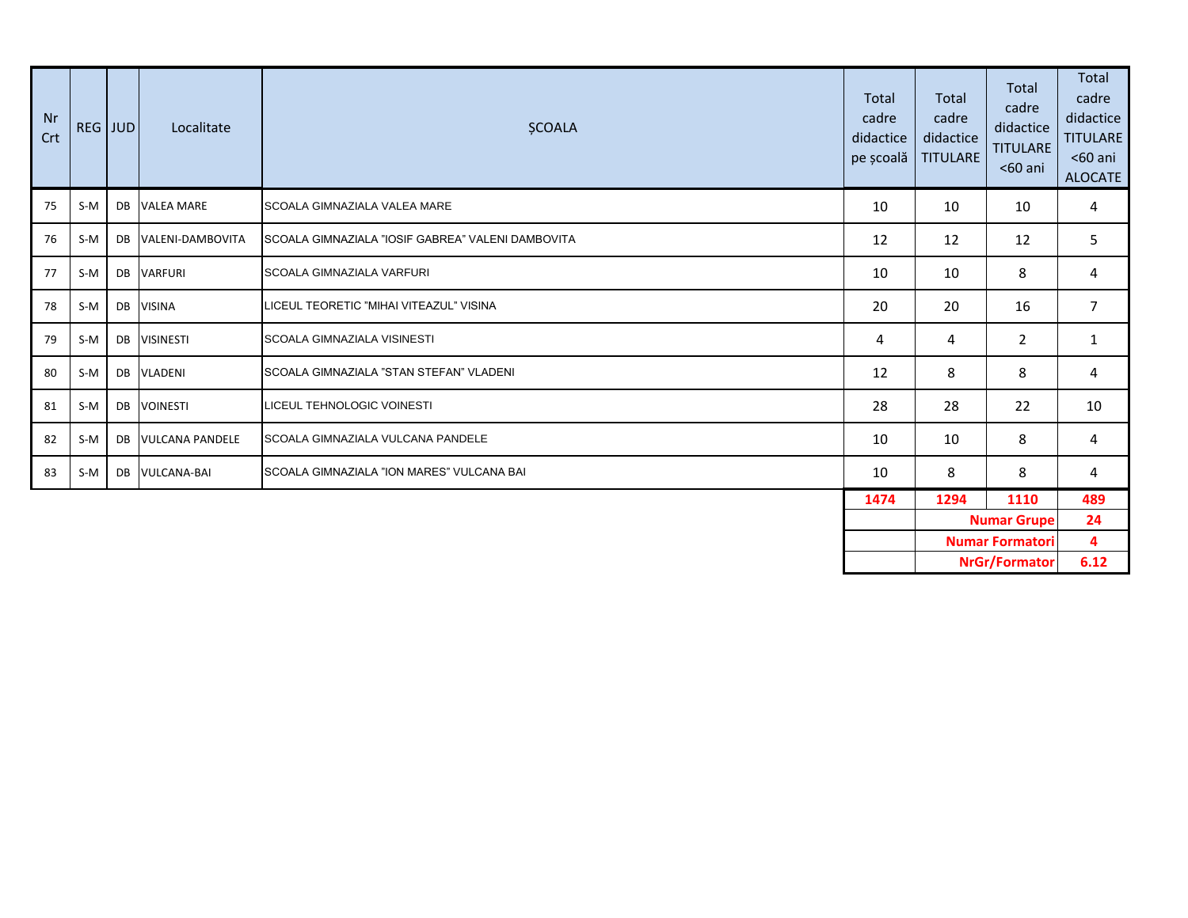| Nr Crt | REG | JUD | Localitate | ȘCOALA | Total cadre didactice pe școală | Total cadre didactice TITULARE | Total cadre didactice TITULARE <60 ani | Total cadre didactice TITULARE <60 ani ALOCATE |
|---|---|---|---|---|---|---|---|---|
| 75 | S-M | DB | VALEA MARE | SCOALA GIMNAZIALA VALEA MARE | 10 | 10 | 10 | 4 |
| 76 | S-M | DB | VALENI-DAMBOVITA | SCOALA GIMNAZIALA "IOSIF GABREA" VALENI DAMBOVITA | 12 | 12 | 12 | 5 |
| 77 | S-M | DB | VARFURI | SCOALA GIMNAZIALA VARFURI | 10 | 10 | 8 | 4 |
| 78 | S-M | DB | VISINA | LICEUL TEORETIC "MIHAI VITEAZUL" VISINA | 20 | 20 | 16 | 7 |
| 79 | S-M | DB | VISINESTI | SCOALA GIMNAZIALA VISINESTI | 4 | 4 | 2 | 1 |
| 80 | S-M | DB | VLADENI | SCOALA GIMNAZIALA "STAN STEFAN" VLADENI | 12 | 8 | 8 | 4 |
| 81 | S-M | DB | VOINESTI | LICEUL TEHNOLOGIC VOINESTI | 28 | 28 | 22 | 10 |
| 82 | S-M | DB | VULCANA PANDELE | SCOALA GIMNAZIALA VULCANA PANDELE | 10 | 10 | 8 | 4 |
| 83 | S-M | DB | VULCANA-BAI | SCOALA GIMNAZIALA "ION MARES" VULCANA BAI | 10 | 8 | 8 | 4 |
| | | | | | **1474** | **1294** | **1110** | **489** |
| | | | | | | | **Numar Grupe** | **24** |
| | | | | | | | **Numar Formatori** | **4** |
| | | | | | | | **NrGr/Formator** | **6.12** |